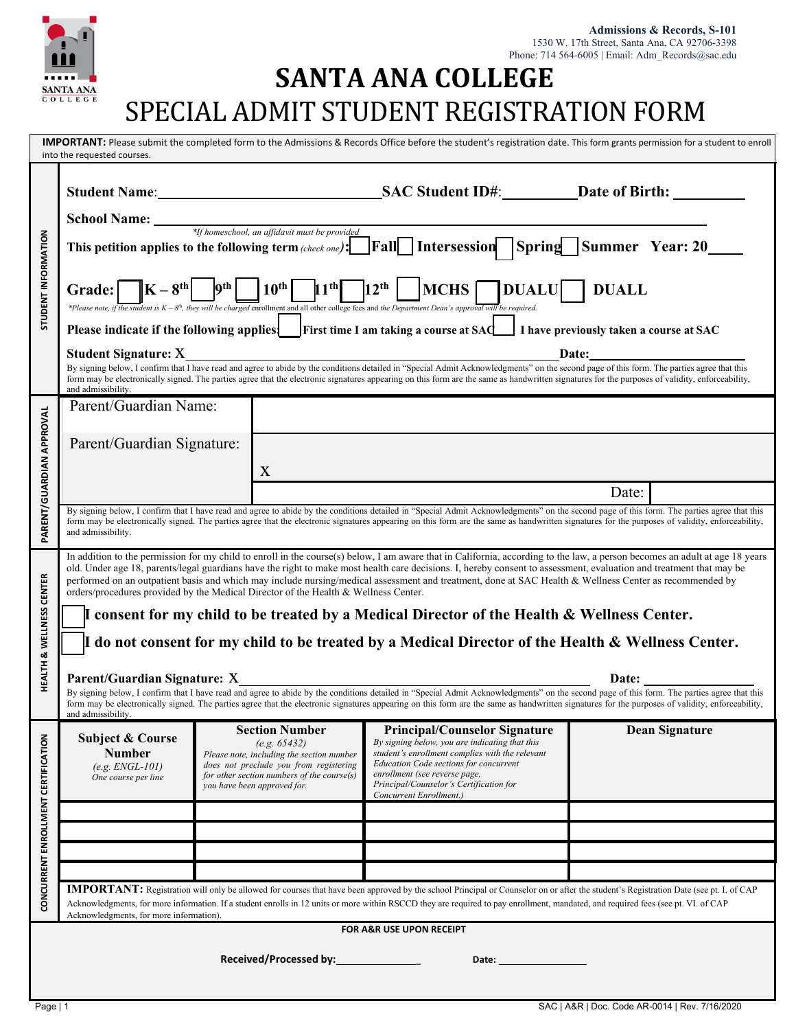Admissions & Records, S-101
1530 W. 17th Street, Santa Ana, CA 92706-3398
Phone: 714 564-6005 | Email: Adm_Records@sac.edu

# SANTA ANA COLLEGE

## SPECIAL ADMIT STUDENT REGISTRATION FORM

**IMPORTANT:** Please submit the completed form to the Admissions & Records Office before the student's registration date. This form grants permission for a student to enroll into the requested courses.

### STUDENT INFORMATION

**Student Name:** ______________________ **SAC Student ID#:** __________ **Date of Birth:** __________

**School Name:** ______________________________________________

*\*If homeschool, an affidavit must be provided*

**This petition applies to the following term** *(check one)*: ☐ **Fall** ☐ **Intersession** ☐ **Spring** ☐ **Summer** **Year: 20____**

**Grade:** ☐ **K – 8th** ☐ **9th** ☐ **10th** ☐ **11th** ☐ **12th** ☐ **MCHS** ☐ **DUALU** ☐ **DUALL**

*\*Please note, if the student is K – 8th, they will be charged* enrollment and all other college fees and *the Department Dean's approval will be required.*

**Please indicate if the following applies:** ☐ **First time I am taking a course at SAC** ☐ **I have previously taken a course at SAC**

**Student Signature: X** ______________________________________ **Date:** __________

By signing below, I confirm that I have read and agree to abide by the conditions detailed in "Special Admit Acknowledgments" on the second page of this form. The parties agree that this form may be electronically signed. The parties agree that the electronic signatures appearing on this form are the same as handwritten signatures for the purposes of validity, enforceability, and admissibility.

### PARENT/GUARDIAN APPROVAL

| | |
|---|---|
| Parent/Guardian Name: | |
| Parent/Guardian Signature: | X |
| | Date: |

By signing below, I confirm that I have read and agree to abide by the conditions detailed in "Special Admit Acknowledgments" on the second page of this form. The parties agree that this form may be electronically signed. The parties agree that the electronic signatures appearing on this form are the same as handwritten signatures for the purposes of validity, enforceability, and admissibility.

### HEALTH & WELLNESS CENTER

In addition to the permission for my child to enroll in the course(s) below, I am aware that in California, according to the law, a person becomes an adult at age 18 years old. Under age 18, parents/legal guardians have the right to make most health care decisions. I, hereby consent to assessment, evaluation and treatment that may be performed on an outpatient basis and which may include nursing/medical assessment and treatment, done at SAC Health & Wellness Center as recommended by orders/procedures provided by the Medical Director of the Health & Wellness Center.

☐ **I consent for my child to be treated by a Medical Director of the Health & Wellness Center.**

☐ **I do not consent for my child to be treated by a Medical Director of the Health & Wellness Center.**

**Parent/Guardian Signature: X** ______________________________________ **Date:** __________

By signing below, I confirm that I have read and agree to abide by the conditions detailed in "Special Admit Acknowledgments" on the second page of this form. The parties agree that this form may be electronically signed. The parties agree that the electronic signatures appearing on this form are the same as handwritten signatures for the purposes of validity, enforceability, and admissibility.

### CONCURRENT ENROLLMENT CERTIFICATION

| **Subject & Course Number** *(e.g. ENGL-101)* *One course per line* | **Section Number** *(e.g. 65432)* *Please note, including the section number does not preclude you from registering for other section numbers of the course(s) you have been approved for.* | **Principal/Counselor Signature** *By signing below, you are indicating that this student's enrollment complies with the relevant Education Code sections for concurrent enrollment (see reverse page, Principal/Counselor's Certification for Concurrent Enrollment.)* | **Dean Signature** |
|---|---|---|---|
| | | | |
| | | | |
| | | | |
| | | | |

**IMPORTANT:** Registration will only be allowed for courses that have been approved by the school Principal or Counselor on or after the student's Registration Date (see pt. I. of CAP Acknowledgments, for more information. If a student enrolls in 12 units or more within RSCCD they are required to pay enrollment, mandated, and required fees (see pt. VI. of CAP Acknowledgments, for more information).

**FOR A&R USE UPON RECEIPT**

**Received/Processed by:** _______________ **Date:** _______________

SAC | A&R | Doc. Code AR-0014 | Rev. 7/16/2020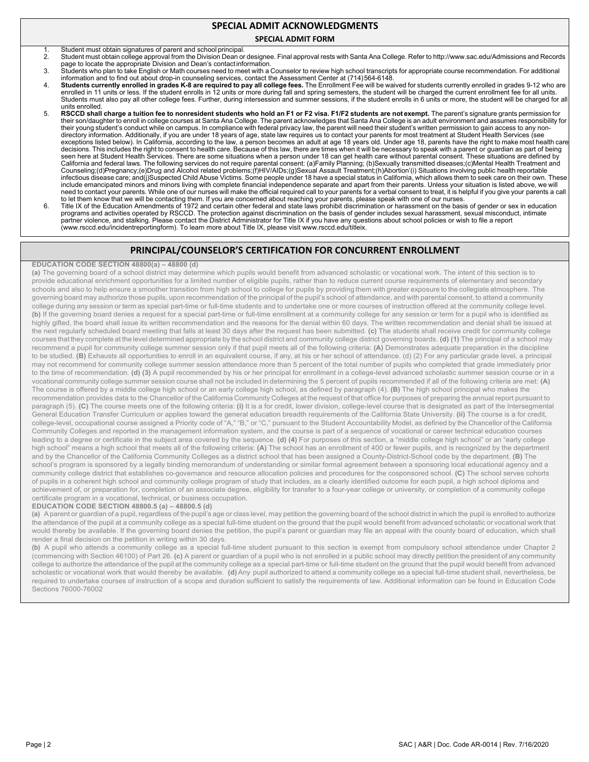## SPECIAL ADMIT ACKNOWLEDGMENTS

### SPECIAL ADMIT FORM

1. Student must obtain signatures of parent and school principal.
2. Student must obtain college approval from the Division Dean or designee. Final approval rests with Santa Ana College. Refer to http://www.sac.edu/Admissions and Records page to locate the appropriate Division and Dean's contact information.
3. Students who plan to take English or Math courses need to meet with a Counselor to review high school transcripts for appropriate course recommendation. For additional information and to find out about drop-in counseling services, contact the Assessment Center at (714) 564-6148.
4. **Students currently enrolled in grades K-8 are required to pay all college fees.** The Enrollment Fee will be waived for students currently enrolled in grades 9-12 who are enrolled in 11 units or less. If the student enrolls in 12 units or more during fall and spring semesters, the student will be charged the current enrollment fee for all units. Students must also pay all other college fees. Further, during intersession and summer sessions, if the student enrolls in 6 units or more, the student will be charged for all units enrolled.
5. **RSCCD shall charge a tuition fee to nonresident students who hold an F1 or F2 visa. F1/F2 students are not exempt.** The parent's signature grants permission for their son/daughter to enroll in college courses at Santa Ana College. The parent acknowledges that Santa Ana College is an adult environment and assumes responsibility for their young student's conduct while on campus. In compliance with federal privacy law, the parent will need their student's written permission to gain access to any non-directory information. Additionally, if you are under 18 years of age, state law requires us to contact your parents for most treatment at Student Health Services (see exceptions listed below). In California, according to the law, a person becomes an adult at age 18 years old. Under age 18, parents have the right to make most health care decisions. This includes the right to consent to health care. Because of this law, there are times when it will be necessary to speak with a parent or guardian as part of being seen here at Student Health Services. There are some situations when a person under 18 can get health care without parental consent. These situations are defined by California and federal laws. The following services do not require parental consent: (a)Family Planning; (b)Sexually transmitted diseases;(c)Mental Health Treatment and Counseling;(d)Pregnancy;(e)Drug and Alcohol related problems;(f)HIV/AIDs;(g)Sexual Assault Treatment;(h)Abortion'(i) Situations involving public health reportable infectious disease care; and(j)Suspected Child Abuse Victims. Some people under 18 have a special status in California, which allows them to seek care on their own. These include emancipated minors and minors living with complete financial independence separate and apart from their parents. Unless your situation is listed above, we will need to contact your parents. While one of our nurses will make the official required call to your parents for a verbal consent to treat, it is helpful if you give your parents a call to let them know that we will be contacting them. If you are concerned about reaching your parents, please speak with one of our nurses.
6. Title IX of the Education Amendments of 1972 and certain other federal and state laws prohibit discrimination or harassment on the basis of gender or sex in education programs and activities operated by RSCCD. The protection against discrimination on the basis of gender includes sexual harassment, sexual misconduct, intimate partner violence, and stalking. Please contact the District Administrator for Title IX if you have any questions about school policies or wish to file a report (www.rsccd.edu/incidentreportingform). To learn more about Title IX, please visit www.rsccd.edu/titleix.

## PRINCIPAL/COUNSELOR'S CERTIFICATION FOR CONCURRENT ENROLLMENT

**EDUCATION CODE SECTION 48800(a) – 48800 (d)**

**(a)** The governing board of a school district may determine which pupils would benefit from advanced scholastic or vocational work. The intent of this section is to provide educational enrichment opportunities for a limited number of eligible pupils, rather than to reduce current course requirements of elementary and secondary schools and also to help ensure a smoother transition from high school to college for pupils by providing them with greater exposure to the collegiate atmosphere. The governing board may authorize those pupils, upon recommendation of the principal of the pupil's school of attendance, and with parental consent, to attend a community college during any session or term as special part-time or full-time students and to undertake one or more courses of instruction offered at the community college level. **(b)** If the governing board denies a request for a special part-time or full-time enrollment at a community college for any session or term for a pupil who is identified as highly gifted, the board shall issue its written recommendation and the reasons for the denial within 60 days. The written recommendation and denial shall be issued at the next regularly scheduled board meeting that falls at least 30 days after the request has been submitted. **(c)** The students shall receive credit for community college courses that they complete at the level determined appropriate by the school district and community college district governing boards. **(d) (1)** The principal of a school may recommend a pupil for community college summer session only if that pupil meets all of the following criteria: **(A)** Demonstrates adequate preparation in the discipline to be studied. **(B)** Exhausts all opportunities to enroll in an equivalent course, if any, at his or her school of attendance. (d) (2) For any particular grade level, a principal may not recommend for community college summer session attendance more than 5 percent of the total number of pupils who completed that grade immediately prior to the time of recommendation. **(d) (3)** A pupil recommended by his or her principal for enrollment in a college-level advanced scholastic summer session course or in a vocational community college summer session course shall not be included in determining the 5 percent of pupils recommended if all of the following criteria are met: **(A)** The course is offered by a middle college high school or an early college high school, as defined by paragraph (4). **(B)** The high school principal who makes the recommendation provides data to the Chancellor of the California Community Colleges at the request of that office for purposes of preparing the annual report pursuant to paragraph (5). **(C)** The course meets one of the following criteria: **(i)** It is a for credit, lower division, college-level course that is designated as part of the Intersegmental General Education Transfer Curriculum or applies toward the general education breadth requirements of the California State University. **(ii)** The course is a for credit, college-level, occupational course assigned a Priority code of "A," "B," or "C," pursuant to the Student Accountability Model, as defined by the Chancellor of the California Community Colleges and reported in the management information system, and the course is part of a sequence of vocational or career technical education courses leading to a degree or certificate in the subject area covered by the sequence. **(d) (4)** For purposes of this section, a "middle college high school" or an "early college high school" means a high school that meets all of the following criteria: **(A)** The school has an enrollment of 400 or fewer pupils, and is recognized by the department and by the Chancellor of the California Community Colleges as a district school that has been assigned a County-District-School code by the department. **(B)** The school's program is sponsored by a legally binding memorandum of understanding or similar formal agreement between a sponsoring local educational agency and a community college district that establishes co-governance and resource allocation policies and procedures for the cosponsored school. **(C)** The school serves cohorts of pupils in a coherent high school and community college program of study that includes, as a clearly identified outcome for each pupil, a high school diploma and achievement of, or preparation for, completion of an associate degree, eligibility for transfer to a four-year college or university, or completion of a community college certificate program in a vocational, technical, or business occupation.

**EDUCATION CODE SECTION 48800.5 (a) – 48800.5 (d)**

**(a)** A parent or guardian of a pupil, regardless of the pupil's age or class level, may petition the governing board of the school district in which the pupil is enrolled to authorize the attendance of the pupil at a community college as a special full-time student on the ground that the pupil would benefit from advanced scholastic or vocational work that would thereby be available. If the governing board denies the petition, the pupil's parent or guardian may file an appeal with the county board of education, which shall render a final decision on the petition in writing within 30 days.

**(b)** A pupil who attends a community college as a special full-time student pursuant to this section is exempt from compulsory school attendance under Chapter 2 (commencing with Section 46100) of Part 26. **(c)** A parent or guardian of a pupil who is not enrolled in a public school may directly petition the president of any community college to authorize the attendance of the pupil at the community college as a special part-time or full-time student on the ground that the pupil would benefit from advanced scholastic or vocational work that would thereby be available. **(d)** Any pupil authorized to attend a community college as a special full-time student shall, nevertheless, be required to undertake courses of instruction of a scope and duration sufficient to satisfy the requirements of law. Additional information can be found in Education Code Sections 76000-76002